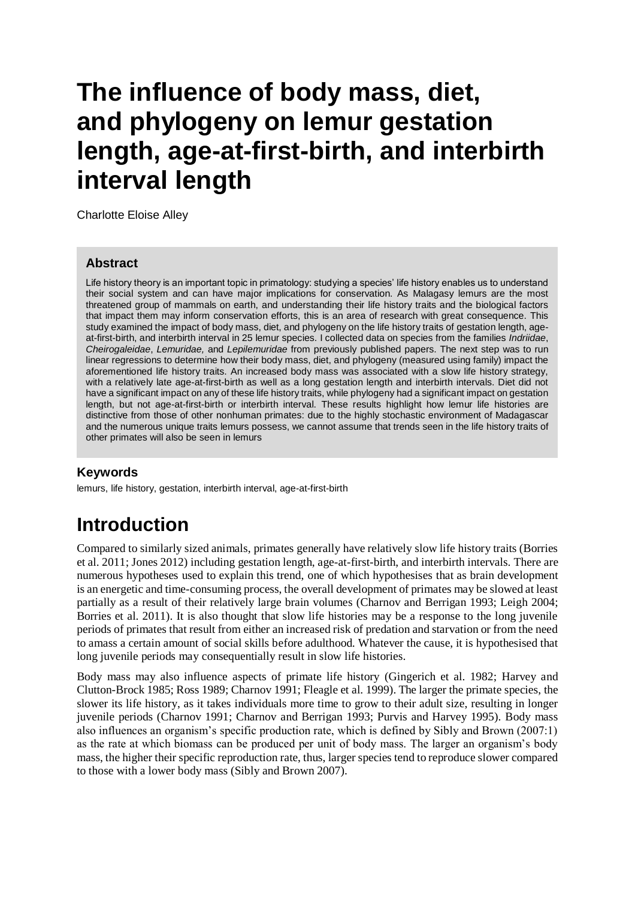# The influence of body mass, diet, and phylogeny on lemur gestation length, age-at-first-birth, and interbirth interval length

Charlotte Eloise Alley

### Abstract

Life history theory is an important topic in primatology: studying a species' life history enables us to understand their social system and can have major implications for conservation. As Malagasy lemurs are the most threatened group of mammals on earth, and understanding their life history traits and the biological factors that impact them may inform conservation efforts, this is an area of research with great consequence. This study examined the impact of body mass, diet, and phylogeny on the life history traits of gestation length, age-at-first-birth, and interbirth interval in 25 lemur species. I collected data on species from the families *Indriidae*, *Cheirogaleidae*, *Lemuridae,* and *Lepilemuridae* from previously published papers. The next step was to run linear regressions to determine how their body mass, diet, and phylogeny (measured using family) impact the aforementioned life history traits. An increased body mass was associated with a slow life history strategy, with a relatively late age-at-first-birth as well as a long gestation length and interbirth intervals. Diet did not have a significant impact on any of these life history traits, while phylogeny had a significant impact on gestation length, but not age-at-first-birth or interbirth interval. These results highlight how lemur life histories are distinctive from those of other nonhuman primates: due to the highly stochastic environment of Madagascar and the numerous unique traits lemurs possess, we cannot assume that trends seen in the life history traits of other primates will also be seen in lemurs

### Keywords

lemurs, life history, gestation, interbirth interval, age-at-first-birth

## Introduction

Compared to similarly sized animals, primates generally have relatively slow life history traits (Borries et al. 2011; Jones 2012) including gestation length, age-at-first-birth, and interbirth intervals. There are numerous hypotheses used to explain this trend, one of which hypothesises that as brain development is an energetic and time-consuming process, the overall development of primates may be slowed at least partially as a result of their relatively large brain volumes (Charnov and Berrigan 1993; Leigh 2004; Borries et al. 2011). It is also thought that slow life histories may be a response to the long juvenile periods of primates that result from either an increased risk of predation and starvation or from the need to amass a certain amount of social skills before adulthood. Whatever the cause, it is hypothesised that long juvenile periods may consequentially result in slow life histories.

Body mass may also influence aspects of primate life history (Gingerich et al. 1982; Harvey and Clutton-Brock 1985; Ross 1989; Charnov 1991; Fleagle et al. 1999). The larger the primate species, the slower its life history, as it takes individuals more time to grow to their adult size, resulting in longer juvenile periods (Charnov 1991; Charnov and Berrigan 1993; Purvis and Harvey 1995). Body mass also influences an organism's specific production rate, which is defined by Sibly and Brown (2007:1) as the rate at which biomass can be produced per unit of body mass. The larger an organism's body mass, the higher their specific reproduction rate, thus, larger species tend to reproduce slower compared to those with a lower body mass (Sibly and Brown 2007).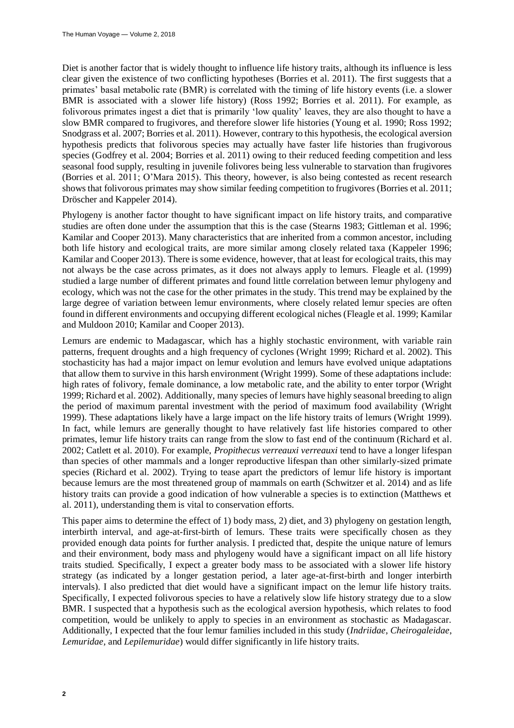Diet is another factor that is widely thought to influence life history traits, although its influence is less clear given the existence of two conflicting hypotheses (Borries et al. 2011). The first suggests that a primates' basal metabolic rate (BMR) is correlated with the timing of life history events (i.e. a slower BMR is associated with a slower life history) (Ross 1992; Borries et al. 2011). For example, as folivorous primates ingest a diet that is primarily 'low quality' leaves, they are also thought to have a slow BMR compared to frugivores, and therefore slower life histories (Young et al. 1990; Ross 1992; Snodgrass et al. 2007; Borries et al. 2011). However, contrary to this hypothesis, the ecological aversion hypothesis predicts that folivorous species may actually have faster life histories than frugivorous species (Godfrey et al. 2004; Borries et al. 2011) owing to their reduced feeding competition and less seasonal food supply, resulting in juvenile folivores being less vulnerable to starvation than frugivores (Borries et al. 2011; O'Mara 2015). This theory, however, is also being contested as recent research shows that folivorous primates may show similar feeding competition to frugivores (Borries et al. 2011; Dröscher and Kappeler 2014).

Phylogeny is another factor thought to have significant impact on life history traits, and comparative studies are often done under the assumption that this is the case (Stearns 1983; Gittleman et al. 1996; Kamilar and Cooper 2013). Many characteristics that are inherited from a common ancestor, including both life history and ecological traits, are more similar among closely related taxa (Kappeler 1996; Kamilar and Cooper 2013). There is some evidence, however, that at least for ecological traits, this may not always be the case across primates, as it does not always apply to lemurs. Fleagle et al. (1999) studied a large number of different primates and found little correlation between lemur phylogeny and ecology, which was not the case for the other primates in the study. This trend may be explained by the large degree of variation between lemur environments, where closely related lemur species are often found in different environments and occupying different ecological niches (Fleagle et al. 1999; Kamilar and Muldoon 2010; Kamilar and Cooper 2013).

Lemurs are endemic to Madagascar, which has a highly stochastic environment, with variable rain patterns, frequent droughts and a high frequency of cyclones (Wright 1999; Richard et al. 2002). This stochasticity has had a major impact on lemur evolution and lemurs have evolved unique adaptations that allow them to survive in this harsh environment (Wright 1999). Some of these adaptations include: high rates of folivory, female dominance, a low metabolic rate, and the ability to enter torpor (Wright 1999; Richard et al. 2002). Additionally, many species of lemurs have highly seasonal breeding to align the period of maximum parental investment with the period of maximum food availability (Wright 1999). These adaptations likely have a large impact on the life history traits of lemurs (Wright 1999). In fact, while lemurs are generally thought to have relatively fast life histories compared to other primates, lemur life history traits can range from the slow to fast end of the continuum (Richard et al. 2002; Catlett et al. 2010). For example, *Propithecus verreauxi verreauxi* tend to have a longer lifespan than species of other mammals and a longer reproductive lifespan than other similarly-sized primate species (Richard et al. 2002). Trying to tease apart the predictors of lemur life history is important because lemurs are the most threatened group of mammals on earth (Schwitzer et al. 2014) and as life history traits can provide a good indication of how vulnerable a species is to extinction (Matthews et al. 2011), understanding them is vital to conservation efforts.

This paper aims to determine the effect of 1) body mass, 2) diet, and 3) phylogeny on gestation length, interbirth interval, and age-at-first-birth of lemurs. These traits were specifically chosen as they provided enough data points for further analysis. I predicted that, despite the unique nature of lemurs and their environment, body mass and phylogeny would have a significant impact on all life history traits studied. Specifically, I expect a greater body mass to be associated with a slower life history strategy (as indicated by a longer gestation period, a later age-at-first-birth and longer interbirth intervals). I also predicted that diet would have a significant impact on the lemur life history traits. Specifically, I expected folivorous species to have a relatively slow life history strategy due to a slow BMR. I suspected that a hypothesis such as the ecological aversion hypothesis, which relates to food competition, would be unlikely to apply to species in an environment as stochastic as Madagascar. Additionally, I expected that the four lemur families included in this study (*Indriidae*, *Cheirogaleidae*, *Lemuridae*, and *Lepilemuridae*) would differ significantly in life history traits.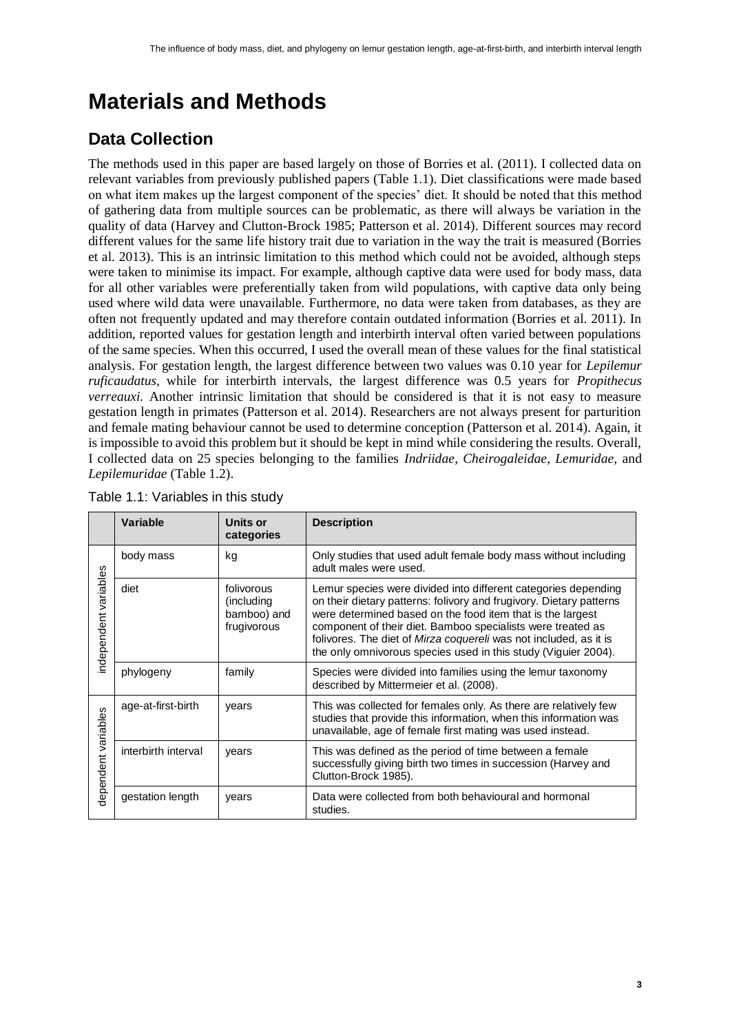# Materials and Methods

## Data Collection

The methods used in this paper are based largely on those of Borries et al. (2011). I collected data on relevant variables from previously published papers (Table 1.1). Diet classifications were made based on what item makes up the largest component of the species' diet. It should be noted that this method of gathering data from multiple sources can be problematic, as there will always be variation in the quality of data (Harvey and Clutton-Brock 1985; Patterson et al. 2014). Different sources may record different values for the same life history trait due to variation in the way the trait is measured (Borries et al. 2013). This is an intrinsic limitation to this method which could not be avoided, although steps were taken to minimise its impact. For example, although captive data were used for body mass, data for all other variables were preferentially taken from wild populations, with captive data only being used where wild data were unavailable. Furthermore, no data were taken from databases, as they are often not frequently updated and may therefore contain outdated information (Borries et al. 2011). In addition, reported values for gestation length and interbirth interval often varied between populations of the same species. When this occurred, I used the overall mean of these values for the final statistical analysis. For gestation length, the largest difference between two values was 0.10 year for *Lepilemur ruficaudatus*, while for interbirth intervals, the largest difference was 0.5 years for *Propithecus verreauxi*. Another intrinsic limitation that should be considered is that it is not easy to measure gestation length in primates (Patterson et al. 2014). Researchers are not always present for parturition and female mating behaviour cannot be used to determine conception (Patterson et al. 2014). Again, it is impossible to avoid this problem but it should be kept in mind while considering the results. Overall, I collected data on 25 species belonging to the families *Indriidae*, *Cheirogaleidae*, *Lemuridae*, and *Lepilemuridae* (Table 1.2).

Table 1.1: Variables in this study

| | Variable | Units or categories | Description |
|---|---|---|---|
| independent variables | body mass | kg | Only studies that used adult female body mass without including adult males were used. |
| | diet | folivorous (including bamboo) and frugivorous | Lemur species were divided into different categories depending on their dietary patterns: folivory and frugivory. Dietary patterns were determined based on the food item that is the largest component of their diet. Bamboo specialists were treated as folivores. The diet of *Mirza coquereli* was not included, as it is the only omnivorous species used in this study (Viguier 2004). |
| | phylogeny | family | Species were divided into families using the lemur taxonomy described by Mittermeier et al. (2008). |
| dependent variables | age-at-first-birth | years | This was collected for females only. As there are relatively few studies that provide this information, when this information was unavailable, age of female first mating was used instead. |
| | interbirth interval | years | This was defined as the period of time between a female successfully giving birth two times in succession (Harvey and Clutton-Brock 1985). |
| | gestation length | years | Data were collected from both behavioural and hormonal studies. |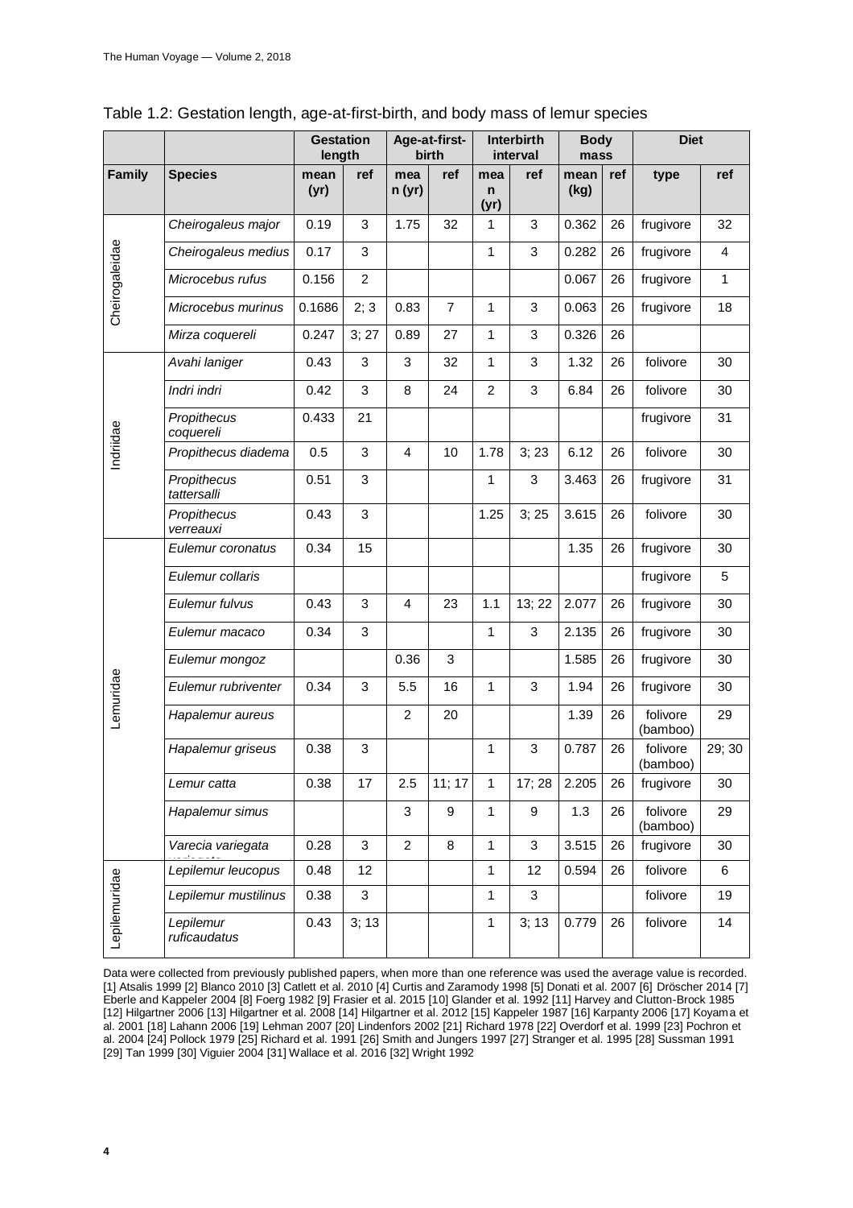Table 1.2: Gestation length, age-at-first-birth, and body mass of lemur species

| | | Gestation length | | Age-at-first-birth | | Interbirth interval | | Body mass | | Diet | |
|---|---|---|---|---|---|---|---|---|---|---|---|
| **Family** | **Species** | **mean (yr)** | **ref** | **mean (yr)** | **ref** | **mean (yr)** | **ref** | **mean (kg)** | **ref** | **type** | **ref** |
| Cheirogaleidae | *Cheirogaleus major* | 0.19 | 3 | 1.75 | 32 | 1 | 3 | 0.362 | 26 | frugivore | 32 |
| | *Cheirogaleus medius* | 0.17 | 3 | | | 1 | 3 | 0.282 | 26 | frugivore | 4 |
| | *Microcebus rufus* | 0.156 | 2 | | | | | 0.067 | 26 | frugivore | 1 |
| | *Microcebus murinus* | 0.1686 | 2; 3 | 0.83 | 7 | 1 | 3 | 0.063 | 26 | frugivore | 18 |
| | *Mirza coquereli* | 0.247 | 3; 27 | 0.89 | 27 | 1 | 3 | 0.326 | 26 | | |
| Indriidae | *Avahi laniger* | 0.43 | 3 | 3 | 32 | 1 | 3 | 1.32 | 26 | folivore | 30 |
| | *Indri indri* | 0.42 | 3 | 8 | 24 | 2 | 3 | 6.84 | 26 | folivore | 30 |
| | *Propithecus coquereli* | 0.433 | 21 | | | | | | | frugivore | 31 |
| | *Propithecus diadema* | 0.5 | 3 | 4 | 10 | 1.78 | 3; 23 | 6.12 | 26 | folivore | 30 |
| | *Propithecus tattersalli* | 0.51 | 3 | | | 1 | 3 | 3.463 | 26 | frugivore | 31 |
| | *Propithecus verreauxi* | 0.43 | 3 | | | 1.25 | 3; 25 | 3.615 | 26 | folivore | 30 |
| Lemuridae | *Eulemur coronatus* | 0.34 | 15 | | | | | 1.35 | 26 | frugivore | 30 |
| | *Eulemur collaris* | | | | | | | | | frugivore | 5 |
| | *Eulemur fulvus* | 0.43 | 3 | 4 | 23 | 1.1 | 13; 22 | 2.077 | 26 | frugivore | 30 |
| | *Eulemur macaco* | 0.34 | 3 | | | 1 | 3 | 2.135 | 26 | frugivore | 30 |
| | *Eulemur mongoz* | | | 0.36 | 3 | | | 1.585 | 26 | frugivore | 30 |
| | *Eulemur rubriventer* | 0.34 | 3 | 5.5 | 16 | 1 | 3 | 1.94 | 26 | frugivore | 30 |
| | *Hapalemur aureus* | | | 2 | 20 | | | 1.39 | 26 | folivore (bamboo) | 29 |
| | *Hapalemur griseus* | 0.38 | 3 | | | 1 | 3 | 0.787 | 26 | folivore (bamboo) | 29; 30 |
| | *Lemur catta* | 0.38 | 17 | 2.5 | 11; 17 | 1 | 17; 28 | 2.205 | 26 | frugivore | 30 |
| | *Hapalemur simus* | | | 3 | 9 | 1 | 9 | 1.3 | 26 | folivore (bamboo) | 29 |
| | *Varecia variegata* | 0.28 | 3 | 2 | 8 | 1 | 3 | 3.515 | 26 | frugivore | 30 |
| Lepilemuridae | *Lepilemur leucopus* | 0.48 | 12 | | | 1 | 12 | 0.594 | 26 | folivore | 6 |
| | *Lepilemur mustilinus* | 0.38 | 3 | | | 1 | 3 | | | folivore | 19 |
| | *Lepilemur ruficaudatus* | 0.43 | 3; 13 | | | 1 | 3; 13 | 0.779 | 26 | folivore | 14 |

Data were collected from previously published papers, when more than one reference was used the average value is recorded. [1] Atsalis 1999 [2] Blanco 2010 [3] Catlett et al. 2010 [4] Curtis and Zaramody 1998 [5] Donati et al. 2007 [6] Dröscher 2014 [7] Eberle and Kappeler 2004 [8] Foerg 1982 [9] Frasier et al. 2015 [10] Glander et al. 1992 [11] Harvey and Clutton-Brock 1985 [12] Hilgartner 2006 [13] Hilgartner et al. 2008 [14] Hilgartner et al. 2012 [15] Kappeler 1987 [16] Karpanty 2006 [17] Koyama et al. 2001 [18] Lahann 2006 [19] Lehman 2007 [20] Lindenfors 2002 [21] Richard 1978 [22] Overdorf et al. 1999 [23] Pochron et al. 2004 [24] Pollock 1979 [25] Richard et al. 1991 [26] Smith and Jungers 1997 [27] Stranger et al. 1995 [28] Sussman 1991 [29] Tan 1999 [30] Viguier 2004 [31] Wallace et al. 2016 [32] Wright 1992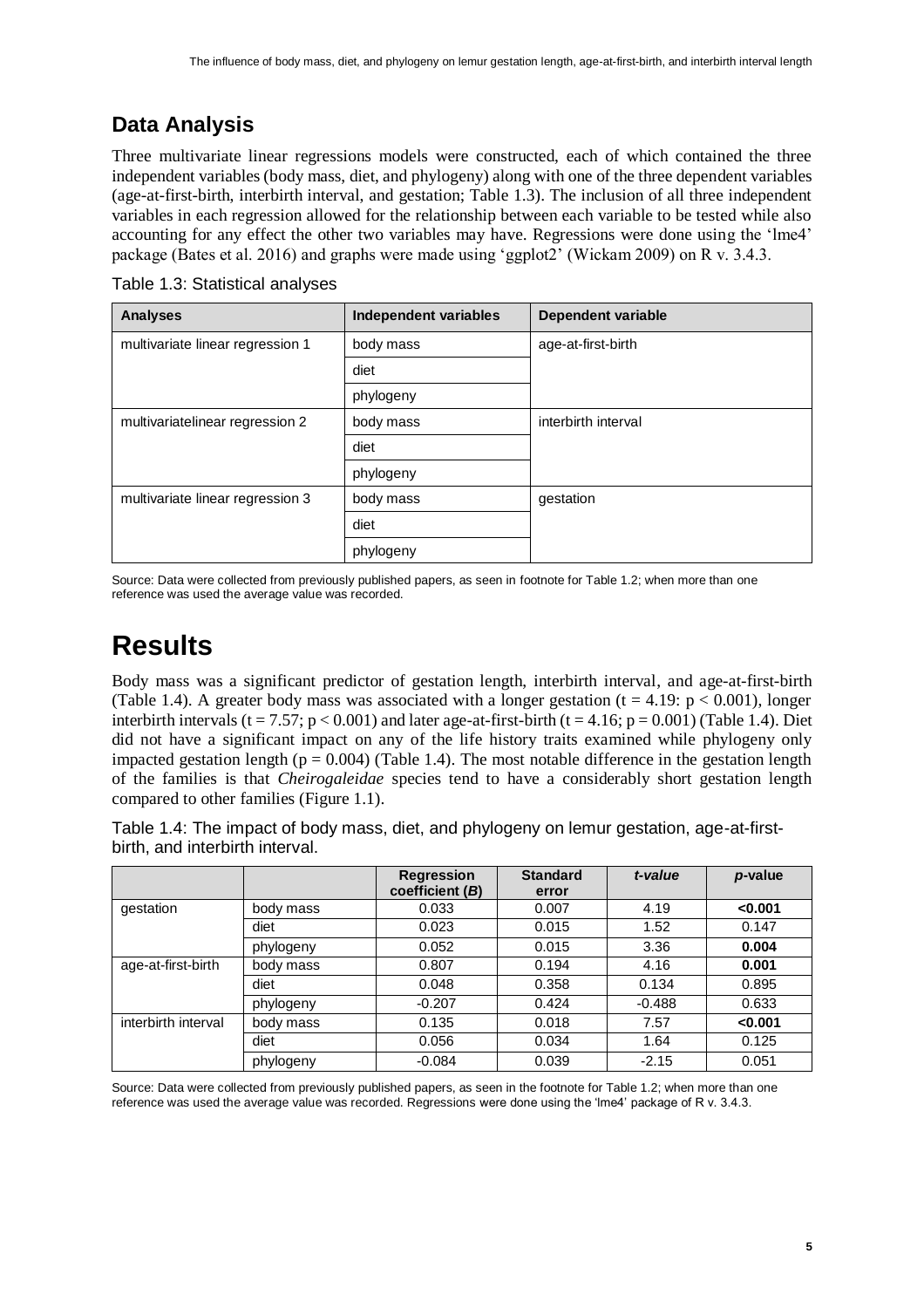## Data Analysis

Three multivariate linear regressions models were constructed, each of which contained the three independent variables (body mass, diet, and phylogeny) along with one of the three dependent variables (age-at-first-birth, interbirth interval, and gestation; Table 1.3). The inclusion of all three independent variables in each regression allowed for the relationship between each variable to be tested while also accounting for any effect the other two variables may have. Regressions were done using the 'lme4' package (Bates et al. 2016) and graphs were made using 'ggplot2' (Wickam 2009) on R v. 3.4.3.

Table 1.3: Statistical analyses

| Analyses | Independent variables | Dependent variable |
|---|---|---|
| multivariate linear regression 1 | body mass | age-at-first-birth |
| | diet | |
| | phylogeny | |
| multivariatelinear regression 2 | body mass | interbirth interval |
| | diet | |
| | phylogeny | |
| multivariate linear regression 3 | body mass | gestation |
| | diet | |
| | phylogeny | |

Source: Data were collected from previously published papers, as seen in footnote for Table 1.2; when more than one reference was used the average value was recorded.

# Results

Body mass was a significant predictor of gestation length, interbirth interval, and age-at-first-birth (Table 1.4). A greater body mass was associated with a longer gestation ($t = 4.19$: $p < 0.001$), longer interbirth intervals ($t = 7.57$; $p < 0.001$) and later age-at-first-birth ($t = 4.16$; $p = 0.001$) (Table 1.4). Diet did not have a significant impact on any of the life history traits examined while phylogeny only impacted gestation length ($p = 0.004$) (Table 1.4). The most notable difference in the gestation length of the families is that *Cheirogaleidae* species tend to have a considerably short gestation length compared to other families (Figure 1.1).

Table 1.4: The impact of body mass, diet, and phylogeny on lemur gestation, age-at-first-birth, and interbirth interval.

| | | Regression coefficient (*B*) | Standard error | *t-value* | *p*-value |
|---|---|---|---|---|---|
| gestation | body mass | 0.033 | 0.007 | 4.19 | **<0.001** |
| | diet | 0.023 | 0.015 | 1.52 | 0.147 |
| | phylogeny | 0.052 | 0.015 | 3.36 | **0.004** |
| age-at-first-birth | body mass | 0.807 | 0.194 | 4.16 | **0.001** |
| | diet | 0.048 | 0.358 | 0.134 | 0.895 |
| | phylogeny | -0.207 | 0.424 | -0.488 | 0.633 |
| interbirth interval | body mass | 0.135 | 0.018 | 7.57 | **<0.001** |
| | diet | 0.056 | 0.034 | 1.64 | 0.125 |
| | phylogeny | -0.084 | 0.039 | -2.15 | 0.051 |

Source: Data were collected from previously published papers, as seen in the footnote for Table 1.2; when more than one reference was used the average value was recorded. Regressions were done using the 'lme4' package of R v. 3.4.3.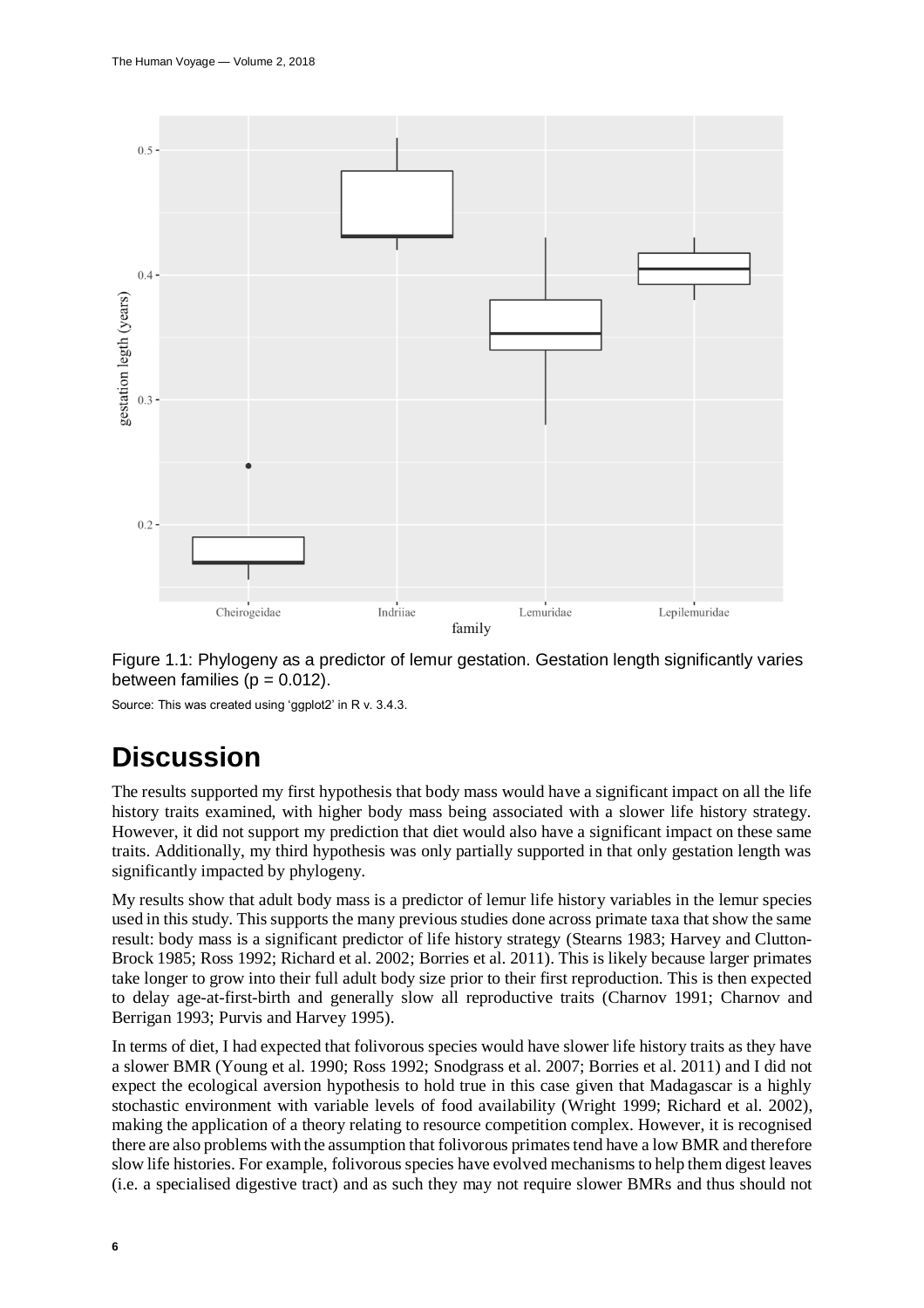Figure 1.1: Phylogeny as a predictor of lemur gestation. Gestation length significantly varies between families ($p = 0.012$).

Source: This was created using 'ggplot2' in R v. 3.4.3.

# Discussion

The results supported my first hypothesis that body mass would have a significant impact on all the life history traits examined, with higher body mass being associated with a slower life history strategy. However, it did not support my prediction that diet would also have a significant impact on these same traits. Additionally, my third hypothesis was only partially supported in that only gestation length was significantly impacted by phylogeny.

My results show that adult body mass is a predictor of lemur life history variables in the lemur species used in this study. This supports the many previous studies done across primate taxa that show the same result: body mass is a significant predictor of life history strategy (Stearns 1983; Harvey and Clutton-Brock 1985; Ross 1992; Richard et al. 2002; Borries et al. 2011). This is likely because larger primates take longer to grow into their full adult body size prior to their first reproduction. This is then expected to delay age-at-first-birth and generally slow all reproductive traits (Charnov 1991; Charnov and Berrigan 1993; Purvis and Harvey 1995).

In terms of diet, I had expected that folivorous species would have slower life history traits as they have a slower BMR (Young et al. 1990; Ross 1992; Snodgrass et al. 2007; Borries et al. 2011) and I did not expect the ecological aversion hypothesis to hold true in this case given that Madagascar is a highly stochastic environment with variable levels of food availability (Wright 1999; Richard et al. 2002), making the application of a theory relating to resource competition complex. However, it is recognised there are also problems with the assumption that folivorous primates tend have a low BMR and therefore slow life histories. For example, folivorous species have evolved mechanisms to help them digest leaves (i.e. a specialised digestive tract) and as such they may not require slower BMRs and thus should not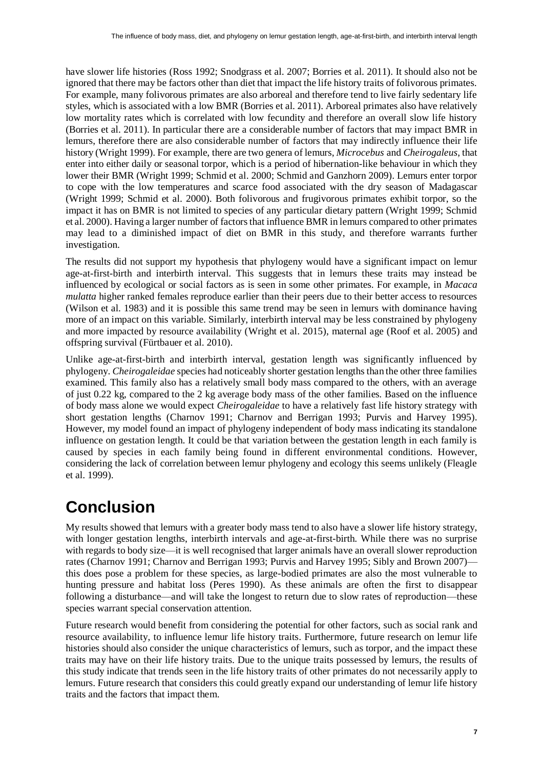have slower life histories (Ross 1992; Snodgrass et al. 2007; Borries et al. 2011). It should also not be ignored that there may be factors other than diet that impact the life history traits of folivorous primates. For example, many folivorous primates are also arboreal and therefore tend to live fairly sedentary life styles, which is associated with a low BMR (Borries et al. 2011). Arboreal primates also have relatively low mortality rates which is correlated with low fecundity and therefore an overall slow life history (Borries et al. 2011). In particular there are a considerable number of factors that may impact BMR in lemurs, therefore there are also considerable number of factors that may indirectly influence their life history (Wright 1999). For example, there are two genera of lemurs, *Microcebus* and *Cheirogaleus*, that enter into either daily or seasonal torpor, which is a period of hibernation-like behaviour in which they lower their BMR (Wright 1999; Schmid et al. 2000; Schmid and Ganzhorn 2009). Lemurs enter torpor to cope with the low temperatures and scarce food associated with the dry season of Madagascar (Wright 1999; Schmid et al. 2000). Both folivorous and frugivorous primates exhibit torpor, so the impact it has on BMR is not limited to species of any particular dietary pattern (Wright 1999; Schmid et al. 2000). Having a larger number of factors that influence BMR in lemurs compared to other primates may lead to a diminished impact of diet on BMR in this study, and therefore warrants further investigation.

The results did not support my hypothesis that phylogeny would have a significant impact on lemur age-at-first-birth and interbirth interval. This suggests that in lemurs these traits may instead be influenced by ecological or social factors as is seen in some other primates. For example, in *Macaca mulatta* higher ranked females reproduce earlier than their peers due to their better access to resources (Wilson et al. 1983) and it is possible this same trend may be seen in lemurs with dominance having more of an impact on this variable. Similarly, interbirth interval may be less constrained by phylogeny and more impacted by resource availability (Wright et al. 2015), maternal age (Roof et al. 2005) and offspring survival (Fürtbauer et al. 2010).

Unlike age-at-first-birth and interbirth interval, gestation length was significantly influenced by phylogeny. *Cheirogaleidae* species had noticeably shorter gestation lengths than the other three families examined. This family also has a relatively small body mass compared to the others, with an average of just 0.22 kg, compared to the 2 kg average body mass of the other families. Based on the influence of body mass alone we would expect *Cheirogaleidae* to have a relatively fast life history strategy with short gestation lengths (Charnov 1991; Charnov and Berrigan 1993; Purvis and Harvey 1995). However, my model found an impact of phylogeny independent of body mass indicating its standalone influence on gestation length. It could be that variation between the gestation length in each family is caused by species in each family being found in different environmental conditions. However, considering the lack of correlation between lemur phylogeny and ecology this seems unlikely (Fleagle et al. 1999).

# Conclusion

My results showed that lemurs with a greater body mass tend to also have a slower life history strategy, with longer gestation lengths, interbirth intervals and age-at-first-birth. While there was no surprise with regards to body size—it is well recognised that larger animals have an overall slower reproduction rates (Charnov 1991; Charnov and Berrigan 1993; Purvis and Harvey 1995; Sibly and Brown 2007)—this does pose a problem for these species, as large-bodied primates are also the most vulnerable to hunting pressure and habitat loss (Peres 1990). As these animals are often the first to disappear following a disturbance—and will take the longest to return due to slow rates of reproduction—these species warrant special conservation attention.

Future research would benefit from considering the potential for other factors, such as social rank and resource availability, to influence lemur life history traits. Furthermore, future research on lemur life histories should also consider the unique characteristics of lemurs, such as torpor, and the impact these traits may have on their life history traits. Due to the unique traits possessed by lemurs, the results of this study indicate that trends seen in the life history traits of other primates do not necessarily apply to lemurs. Future research that considers this could greatly expand our understanding of lemur life history traits and the factors that impact them.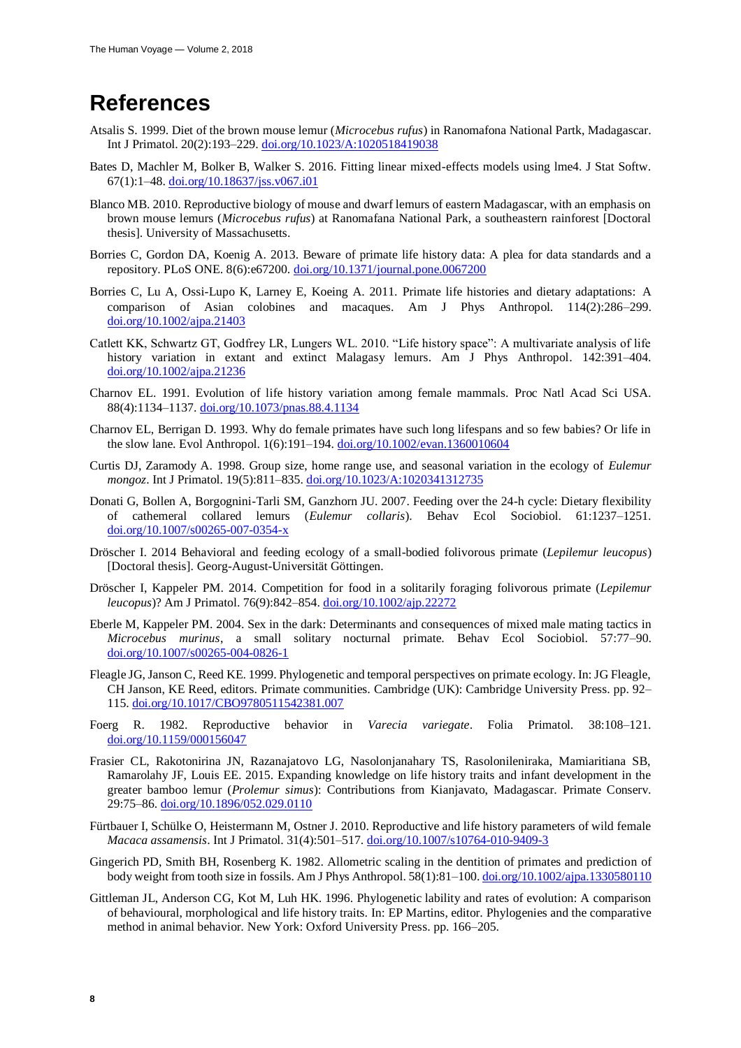# References

Atsalis S. 1999. Diet of the brown mouse lemur (*Microcebus rufus*) in Ranomafona National Partk, Madagascar. Int J Primatol. 20(2):193–229. doi.org/10.1023/A:1020518419038

Bates D, Machler M, Bolker B, Walker S. 2016. Fitting linear mixed-effects models using lme4. J Stat Softw. 67(1):1–48. doi.org/10.18637/jss.v067.i01

Blanco MB. 2010. Reproductive biology of mouse and dwarf lemurs of eastern Madagascar, with an emphasis on brown mouse lemurs (*Microcebus rufus*) at Ranomafana National Park, a southeastern rainforest [Doctoral thesis]. University of Massachusetts.

Borries C, Gordon DA, Koenig A. 2013. Beware of primate life history data: A plea for data standards and a repository. PLoS ONE. 8(6):e67200. doi.org/10.1371/journal.pone.0067200

Borries C, Lu A, Ossi-Lupo K, Larney E, Koeing A. 2011. Primate life histories and dietary adaptations: A comparison of Asian colobines and macaques. Am J Phys Anthropol. 114(2):286–299. doi.org/10.1002/ajpa.21403

Catlett KK, Schwartz GT, Godfrey LR, Lungers WL. 2010. "Life history space": A multivariate analysis of life history variation in extant and extinct Malagasy lemurs. Am J Phys Anthropol. 142:391–404. doi.org/10.1002/ajpa.21236

Charnov EL. 1991. Evolution of life history variation among female mammals. Proc Natl Acad Sci USA. 88(4):1134–1137. doi.org/10.1073/pnas.88.4.1134

Charnov EL, Berrigan D. 1993. Why do female primates have such long lifespans and so few babies? Or life in the slow lane. Evol Anthropol. 1(6):191–194. doi.org/10.1002/evan.1360010604

Curtis DJ, Zaramody A. 1998. Group size, home range use, and seasonal variation in the ecology of *Eulemur mongoz*. Int J Primatol. 19(5):811–835. doi.org/10.1023/A:1020341312735

Donati G, Bollen A, Borgognini-Tarli SM, Ganzhorn JU. 2007. Feeding over the 24-h cycle: Dietary flexibility of cathemeral collared lemurs (*Eulemur collaris*). Behav Ecol Sociobiol. 61:1237–1251. doi.org/10.1007/s00265-007-0354-x

Dröscher I. 2014 Behavioral and feeding ecology of a small-bodied folivorous primate (*Lepilemur leucopus*) [Doctoral thesis]. Georg-August-Universität Göttingen.

Dröscher I, Kappeler PM. 2014. Competition for food in a solitarily foraging folivorous primate (*Lepilemur leucopus*)? Am J Primatol. 76(9):842–854. doi.org/10.1002/ajp.22272

Eberle M, Kappeler PM. 2004. Sex in the dark: Determinants and consequences of mixed male mating tactics in *Microcebus murinus*, a small solitary nocturnal primate. Behav Ecol Sociobiol. 57:77–90. doi.org/10.1007/s00265-004-0826-1

Fleagle JG, Janson C, Reed KE. 1999. Phylogenetic and temporal perspectives on primate ecology. In: JG Fleagle, CH Janson, KE Reed, editors. Primate communities. Cambridge (UK): Cambridge University Press. pp. 92–115. doi.org/10.1017/CBO9780511542381.007

Foeg R. 1982. Reproductive behavior in *Varecia variegate*. Folia Primatol. 38:108–121. doi.org/10.1159/000156047

Frasier CL, Rakotonirina JN, Razanajatovo LG, Nasolonjanahary TS, Rasolonileniraka, Mamiaritiana SB, Ramarolahy JF, Louis EE. 2015. Expanding knowledge on life history traits and infant development in the greater bamboo lemur (*Prolemur simus*): Contributions from Kianjavato, Madagascar. Primate Conserv. 29:75–86. doi.org/10.1896/052.029.0110

Fürtbauer I, Schülke O, Heistermann M, Ostner J. 2010. Reproductive and life history parameters of wild female *Macaca assamensis*. Int J Primatol. 31(4):501–517. doi.org/10.1007/s10764-010-9409-3

Gingerich PD, Smith BH, Rosenberg K. 1982. Allometric scaling in the dentition of primates and prediction of body weight from tooth size in fossils. Am J Phys Anthropol. 58(1):81–100. doi.org/10.1002/ajpa.1330580110

Gittleman JL, Anderson CG, Kot M, Luh HK. 1996. Phylogenetic lability and rates of evolution: A comparison of behavioural, morphological and life history traits. In: EP Martins, editor. Phylogenies and the comparative method in animal behavior. New York: Oxford University Press. pp. 166–205.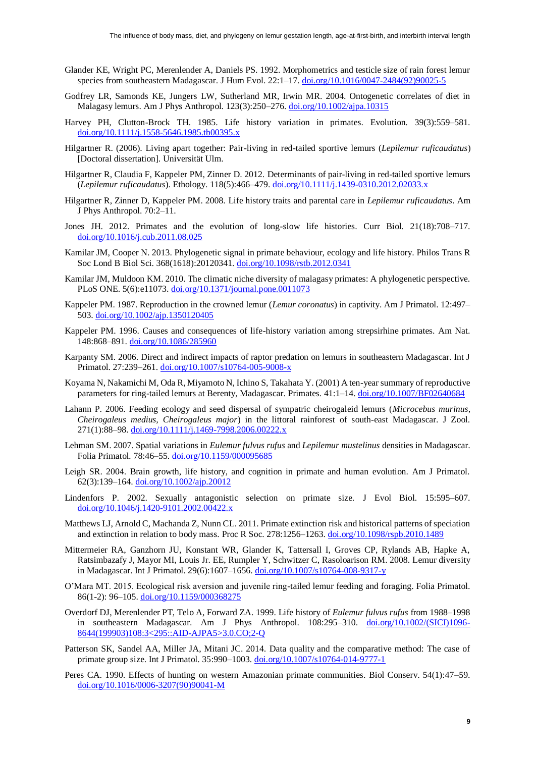Glander KE, Wright PC, Merenlender A, Daniels PS. 1992. Morphometrics and testicle size of rain forest lemur species from southeastern Madagascar. J Hum Evol. 22:1–17. doi.org/10.1016/0047-2484(92)90025-5

Godfrey LR, Samonds KE, Jungers LW, Sutherland MR, Irwin MR. 2004. Ontogenetic correlates of diet in Malagasy lemurs. Am J Phys Anthropol. 123(3):250–276. doi.org/10.1002/ajpa.10315

Harvey PH, Clutton-Brock TH. 1985. Life history variation in primates. Evolution. 39(3):559–581. doi.org/10.1111/j.1558-5646.1985.tb00395.x

Hilgartner R. (2006). Living apart together: Pair-living in red-tailed sportive lemurs (*Lepilemur ruficaudatus*) [Doctoral dissertation]. Universität Ulm.

Hilgartner R, Claudia F, Kappeler PM, Zinner D. 2012. Determinants of pair-living in red-tailed sportive lemurs (*Lepilemur ruficaudatus*). Ethology. 118(5):466–479. doi.org/10.1111/j.1439-0310.2012.02033.x

Hilgartner R, Zinner D, Kappeler PM. 2008. Life history traits and parental care in *Lepilemur ruficaudatus*. Am J Phys Anthropol. 70:2–11.

Jones JH. 2012. Primates and the evolution of long-slow life histories. Curr Biol. 21(18):708–717. doi.org/10.1016/j.cub.2011.08.025

Kamilar JM, Cooper N. 2013. Phylogenetic signal in primate behaviour, ecology and life history. Philos Trans R Soc Lond B Biol Sci. 368(1618):20120341. doi.org/10.1098/rstb.2012.0341

Kamilar JM, Muldoon KM. 2010. The climatic niche diversity of malagasy primates: A phylogenetic perspective. PLoS ONE. 5(6):e11073. doi.org/10.1371/journal.pone.0011073

Kappeler PM. 1987. Reproduction in the crowned lemur (*Lemur coronatus*) in captivity. Am J Primatol. 12:497–503. doi.org/10.1002/ajp.1350120405

Kappeler PM. 1996. Causes and consequences of life-history variation among strepsirhine primates. Am Nat. 148:868–891. doi.org/10.1086/285960

Karpanty SM. 2006. Direct and indirect impacts of raptor predation on lemurs in southeastern Madagascar. Int J Primatol. 27:239–261. doi.org/10.1007/s10764-005-9008-x

Koyama N, Nakamichi M, Oda R, Miyamoto N, Ichino S, Takahata Y. (2001) A ten-year summary of reproductive parameters for ring-tailed lemurs at Berenty, Madagascar. Primates. 41:1–14. doi.org/10.1007/BF02640684

Lahann P. 2006. Feeding ecology and seed dispersal of sympatric cheirogaleid lemurs (*Microcebus murinus, Cheirogaleus medius, Cheirogaleus major*) in the littoral rainforest of south-east Madagascar. J Zool. 271(1):88–98. doi.org/10.1111/j.1469-7998.2006.00222.x

Lehman SM. 2007. Spatial variations in *Eulemur fulvus rufus* and *Lepilemur mustelinus* densities in Madagascar. Folia Primatol. 78:46–55. doi.org/10.1159/000095685

Leigh SR. 2004. Brain growth, life history, and cognition in primate and human evolution. Am J Primatol. 62(3):139–164. doi.org/10.1002/ajp.20012

Lindenfors P. 2002. Sexually antagonistic selection on primate size. J Evol Biol. 15:595–607. doi.org/10.1046/j.1420-9101.2002.00422.x

Matthews LJ, Arnold C, Machanda Z, Nunn CL. 2011. Primate extinction risk and historical patterns of speciation and extinction in relation to body mass. Proc R Soc. 278:1256–1263. doi.org/10.1098/rspb.2010.1489

Mittermeier RA, Ganzhorn JU, Konstant WR, Glander K, Tattersall I, Groves CP, Rylands AB, Hapke A, Ratsimbazafy J, Mayor MI, Louis Jr. EE, Rumpler Y, Schwitzer C, Rasoloarison RM. 2008. Lemur diversity in Madagascar. Int J Primatol. 29(6):1607–1656. doi.org/10.1007/s10764-008-9317-y

O'Mara MT. 2015. Ecological risk aversion and juvenile ring-tailed lemur feeding and foraging. Folia Primatol. 86(1-2): 96–105. doi.org/10.1159/000368275

Overdorf DJ, Merenlender PT, Telo A, Forward ZA. 1999. Life history of *Eulemur fulvus rufus* from 1988–1998 in southeastern Madagascar. Am J Phys Anthropol. 108:295–310. doi.org/10.1002/(SICI)1096-8644(199903)108:3<295::AID-AJPA5>3.0.CO;2-Q

Patterson SK, Sandel AA, Miller JA, Mitani JC. 2014. Data quality and the comparative method: The case of primate group size. Int J Primatol. 35:990–1003. doi.org/10.1007/s10764-014-9777-1

Peres CA. 1990. Effects of hunting on western Amazonian primate communities. Biol Conserv. 54(1):47–59. doi.org/10.1016/0006-3207(90)90041-M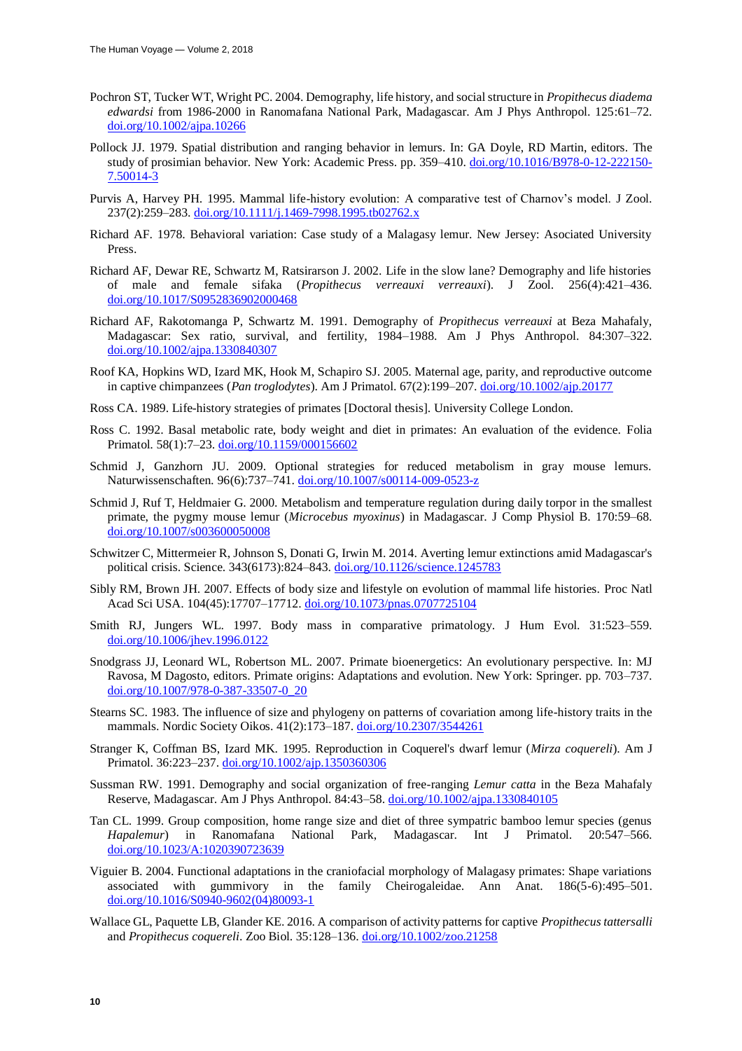Pochron ST, Tucker WT, Wright PC. 2004. Demography, life history, and social structure in *Propithecus diadema edwardsi* from 1986-2000 in Ranomafana National Park, Madagascar. Am J Phys Anthropol. 125:61–72. doi.org/10.1002/ajpa.10266

Pollock JJ. 1979. Spatial distribution and ranging behavior in lemurs. In: GA Doyle, RD Martin, editors. The study of prosimian behavior. New York: Academic Press. pp. 359–410. doi.org/10.1016/B978-0-12-222150-7.50014-3

Purvis A, Harvey PH. 1995. Mammal life-history evolution: A comparative test of Charnov's model. J Zool. 237(2):259–283. doi.org/10.1111/j.1469-7998.1995.tb02762.x

Richard AF. 1978. Behavioral variation: Case study of a Malagasy lemur. New Jersey: Asociated University Press.

Richard AF, Dewar RE, Schwartz M, Ratsirarson J. 2002. Life in the slow lane? Demography and life histories of male and female sifaka (*Propithecus verreauxi verreauxi*). J Zool. 256(4):421–436. doi.org/10.1017/S0952836902000468

Richard AF, Rakotomanga P, Schwartz M. 1991. Demography of *Propithecus verreauxi* at Beza Mahafaly, Madagascar: Sex ratio, survival, and fertility, 1984–1988. Am J Phys Anthropol. 84:307–322. doi.org/10.1002/ajpa.1330840307

Roof KA, Hopkins WD, Izard MK, Hook M, Schapiro SJ. 2005. Maternal age, parity, and reproductive outcome in captive chimpanzees (*Pan troglodytes*). Am J Primatol. 67(2):199–207. doi.org/10.1002/ajp.20177

Ross CA. 1989. Life-history strategies of primates [Doctoral thesis]. University College London.

Ross C. 1992. Basal metabolic rate, body weight and diet in primates: An evaluation of the evidence. Folia Primatol. 58(1):7–23. doi.org/10.1159/000156602

Schmid J, Ganzhorn JU. 2009. Optional strategies for reduced metabolism in gray mouse lemurs. Naturwissenschaften. 96(6):737–741. doi.org/10.1007/s00114-009-0523-z

Schmid J, Ruf T, Heldmaier G. 2000. Metabolism and temperature regulation during daily torpor in the smallest primate, the pygmy mouse lemur (*Microcebus myoxinus*) in Madagascar. J Comp Physiol B. 170:59–68. doi.org/10.1007/s003600050008

Schwitzer C, Mittermeier R, Johnson S, Donati G, Irwin M. 2014. Averting lemur extinctions amid Madagascar's political crisis. Science. 343(6173):824–843. doi.org/10.1126/science.1245783

Sibly RM, Brown JH. 2007. Effects of body size and lifestyle on evolution of mammal life histories. Proc Natl Acad Sci USA. 104(45):17707–17712. doi.org/10.1073/pnas.0707725104

Smith RJ, Jungers WL. 1997. Body mass in comparative primatology. J Hum Evol. 31:523–559. doi.org/10.1006/jhev.1996.0122

Snodgrass JJ, Leonard WL, Robertson ML. 2007. Primate bioenergetics: An evolutionary perspective. In: MJ Ravosa, M Dagosto, editors. Primate origins: Adaptations and evolution. New York: Springer. pp. 703–737. doi.org/10.1007/978-0-387-33507-0_20

Stearns SC. 1983. The influence of size and phylogeny on patterns of covariation among life-history traits in the mammals. Nordic Society Oikos. 41(2):173–187. doi.org/10.2307/3544261

Stranger K, Coffman BS, Izard MK. 1995. Reproduction in Coquerel's dwarf lemur (*Mirza coquereli*). Am J Primatol. 36:223–237. doi.org/10.1002/ajp.1350360306

Sussman RW. 1991. Demography and social organization of free-ranging *Lemur catta* in the Beza Mahafaly Reserve, Madagascar. Am J Phys Anthropol. 84:43–58. doi.org/10.1002/ajpa.1330840105

Tan CL. 1999. Group composition, home range size and diet of three sympatric bamboo lemur species (genus *Hapalemur*) in Ranomafana National Park, Madagascar. Int J Primatol. 20:547–566. doi.org/10.1023/A:1020390723639

Viguier B. 2004. Functional adaptations in the craniofacial morphology of Malagasy primates: Shape variations associated with gummivory in the family Cheirogaleidae. Ann Anat. 186(5-6):495–501. doi.org/10.1016/S0940-9602(04)80093-1

Wallace GL, Paquette LB, Glander KE. 2016. A comparison of activity patterns for captive *Propithecus tattersalli* and *Propithecus coquereli*. Zoo Biol. 35:128–136. doi.org/10.1002/zoo.21258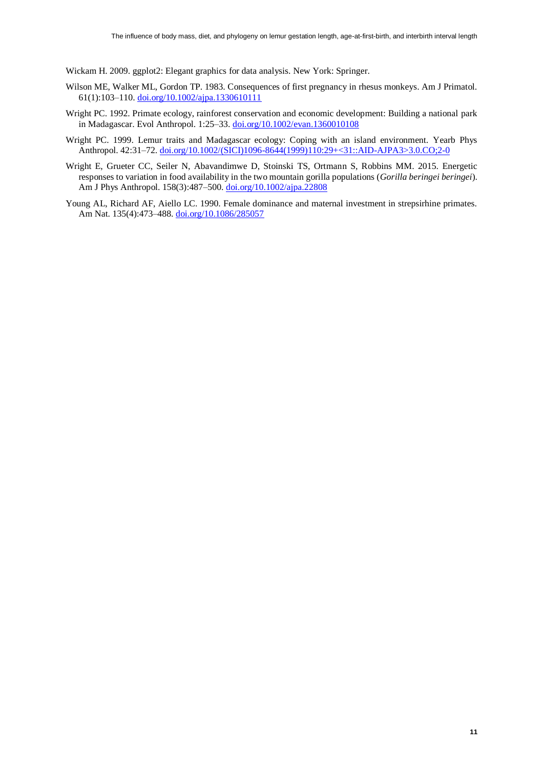Wickam H. 2009. ggplot2: Elegant graphics for data analysis. New York: Springer.

Wilson ME, Walker ML, Gordon TP. 1983. Consequences of first pregnancy in rhesus monkeys. Am J Primatol. 61(1):103–110. doi.org/10.1002/ajpa.1330610111

Wright PC. 1992. Primate ecology, rainforest conservation and economic development: Building a national park in Madagascar. Evol Anthropol. 1:25–33. doi.org/10.1002/evan.1360010108

Wright PC. 1999. Lemur traits and Madagascar ecology: Coping with an island environment. Yearb Phys Anthropol. 42:31–72. doi.org/10.1002/(SICI)1096-8644(1999)110:29+<31::AID-AJPA3>3.0.CO;2-0

Wright E, Grueter CC, Seiler N, Abavandimwe D, Stoinski TS, Ortmann S, Robbins MM. 2015. Energetic responses to variation in food availability in the two mountain gorilla populations (*Gorilla beringei beringei*). Am J Phys Anthropol. 158(3):487–500. doi.org/10.1002/ajpa.22808

Young AL, Richard AF, Aiello LC. 1990. Female dominance and maternal investment in strepsirhine primates. Am Nat. 135(4):473–488. doi.org/10.1086/285057